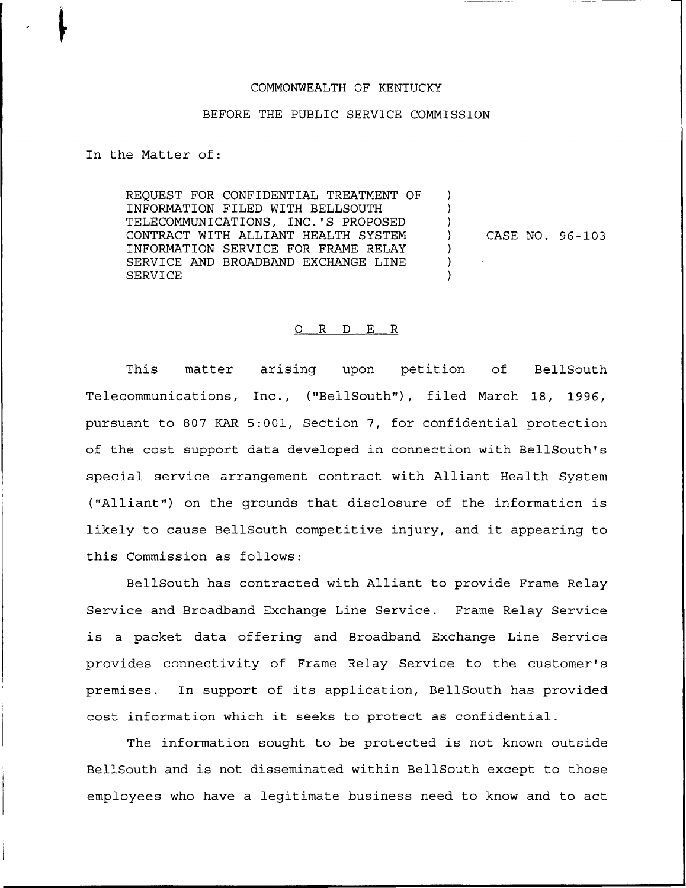COMMONWEALTH OF KENTUCKY

BEFORE THE PUBLIC SERVICE COMMISSION

In the Matter of:

REQUEST FOR CONFIDENTIAL TREATMENT OF INFORMATION FILED WITH BELLSOUTH TELECOMMUNICATIONS, INC.'S PROPOSED CONTRACT WITH ALLIANT HEALTH SYSTEM INFORMATION SERVICE FOR FRAME RELAY SERVICE AND BROADBAND EXCHANGE LINE SERVICE ) CASE NO. 96-103

## O R D E R

This matter arising upon petition of BellSouth Telecommunications, Inc., ("BellSouth"), filed March 18, 1996, pursuant to 807 KAR 5:001, Section 7, for confidential protection of the cost support data developed in connection with BellSouth's special service arrangement contract with Alliant Health System ("Alliant") on the grounds that disclosure of the information is likely to cause BellSouth competitive injury, and it appearing to this Commission as follows:

BellSouth has contracted with Alliant to provide Frame Relay Service and Broadband Exchange Line Service. Frame Relay Service is a packet data offering and Broadband Exchange Line Service provides connectivity of Frame Relay Service to the customer's premises. In support of its application, BellSouth has provided cost information which it seeks to protect as confidential.

The information sought to be protected is not known outside BellSouth and is not disseminated within BellSouth except to those employees who have a legitimate business need to know and to act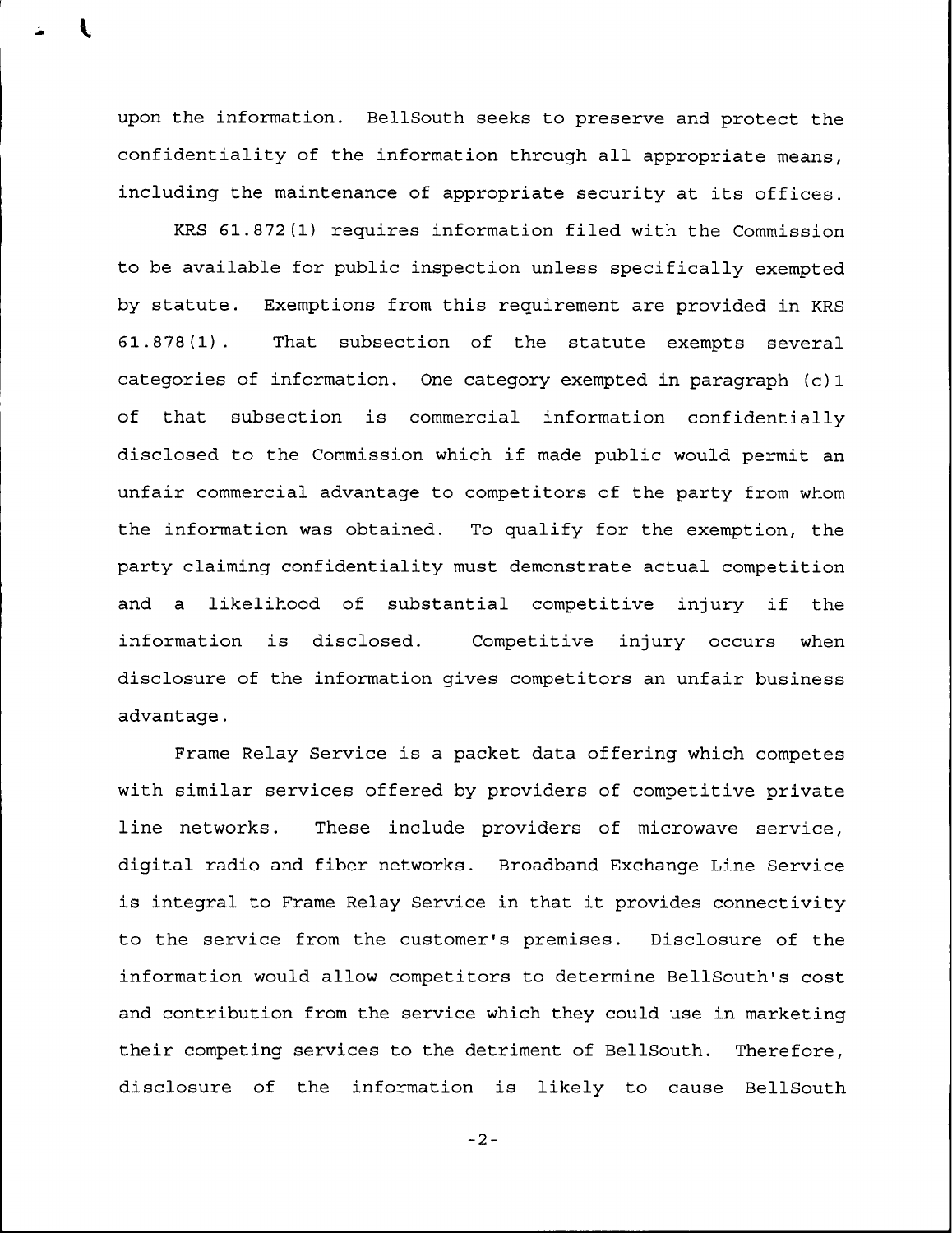upon the information. BellSouth seeks to preserve and protect the confidentiality of the information through all appropriate means, including the maintenance of appropriate security at its offices.

KRS 61.872(1) requires information filed with the Commission to be available for public inspection unless specifically exempted by statute. Exemptions from this requirement are provided in KRS 61.878(1). That subsection of the statute exempts several categories of information. One category exempted in paragraph (c)1 of that subsection is commercial information confidentially disclosed to the Commission which if made public would permit an unfair commercial advantage to competitors of the party from whom the information was obtained. To qualify for the exemption, the party claiming confidentiality must demonstrate actual competition and a likelihood of substantial competitive injury if the information is disclosed. Competitive injury occurs when disclosure of the information gives competitors an unfair business advantage.

Frame Relay Service is a packet data offering which competes with similar services offered by providers of competitive private line networks. These include providers of microwave service, digital radio and fiber networks. Broadband Exchange Line Service is integral to Frame Relay Service in that it provides connectivity to the service from the customer's premises. Disclosure of the information would allow competitors to determine BellSouth's cost and contribution from the service which they could use in marketing their competing services to the detriment of BellSouth. Therefore, disclosure of the information is likely to cause BellSouth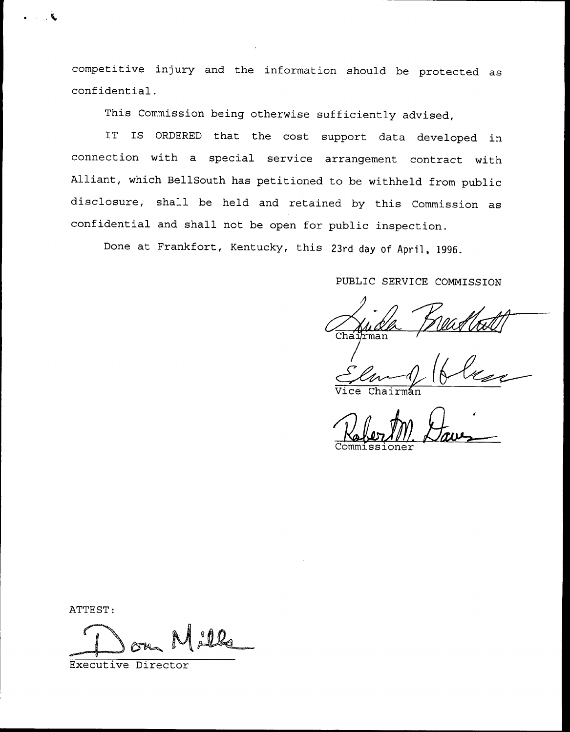competitive injury and the information should be protected as confidential.

This Commission being otherwise sufficiently advised,

IT IS ORDERED that the cost support data developed in connection with a special service arrangement contract with Alliant, which BellSouth has petitioned to be withheld from public disclosure, shall be held and retained by this Commission as confidential and shall not be open for public inspection.

Done at Frankfort, Kentucky, this 23rd day of April, 1996.

PUBLIC SERVICE COMMISSION

Chairman

Vice Chairman

Commissioner

ATTEST:

Executive Director